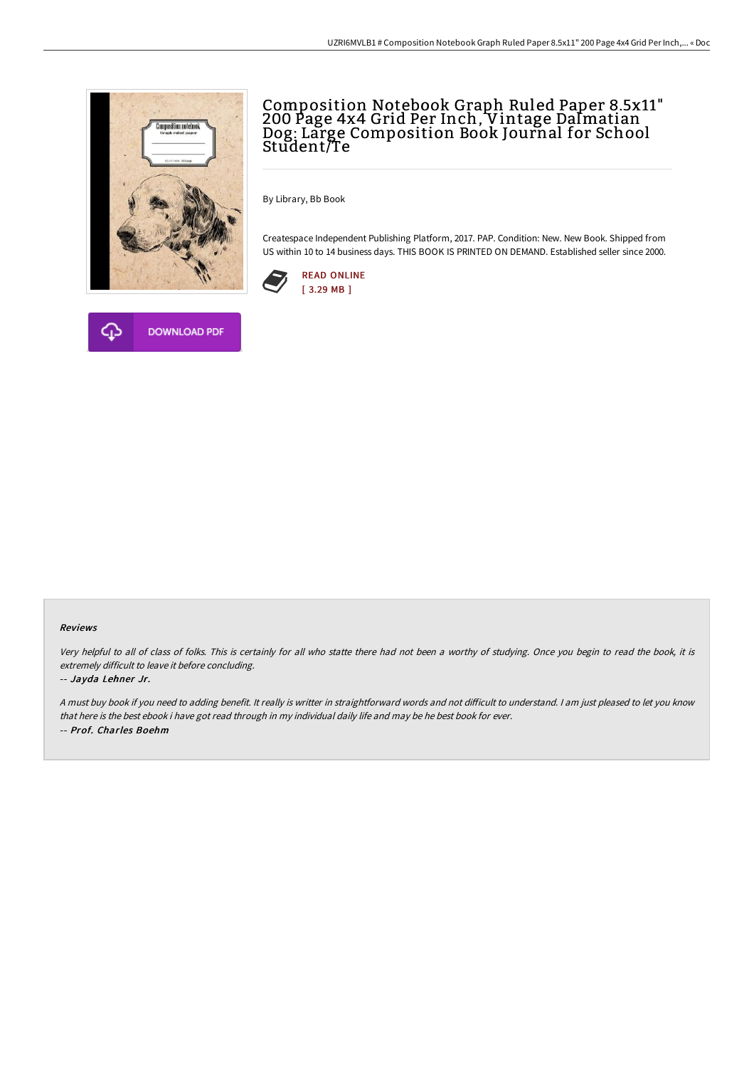# Composition Notebook Graph Ruled Paper 8.5x11" 200 Page 4x4 Grid Per Inch, Vintage Dalmatian Dog: Large Composition Book Journal for School Student/Te

By Library, Bb Book

Createspace Independent Publishing Platform, 2017. PAP. Condition: New. New Book. Shipped from US within 10 to 14 business days. THIS BOOK IS PRINTED ON DEMAND. Established seller since 2000.

READ ONLINE
[ 3.29 MB ]

DOWNLOAD PDF

### Reviews

*Very helpful to all of class of folks. This is certainly for all who statte there had not been a worthy of studying. Once you begin to read the book, it is extremely difficult to leave it before concluding.*

-- ***Jayda Lehner Jr.***

*A must buy book if you need to adding benefit. It really is writter in straightforward words and not difficult to understand. I am just pleased to let you know that here is the best ebook i have got read through in my individual daily life and may be he best book for ever.*

-- ***Prof. Charles Boehm***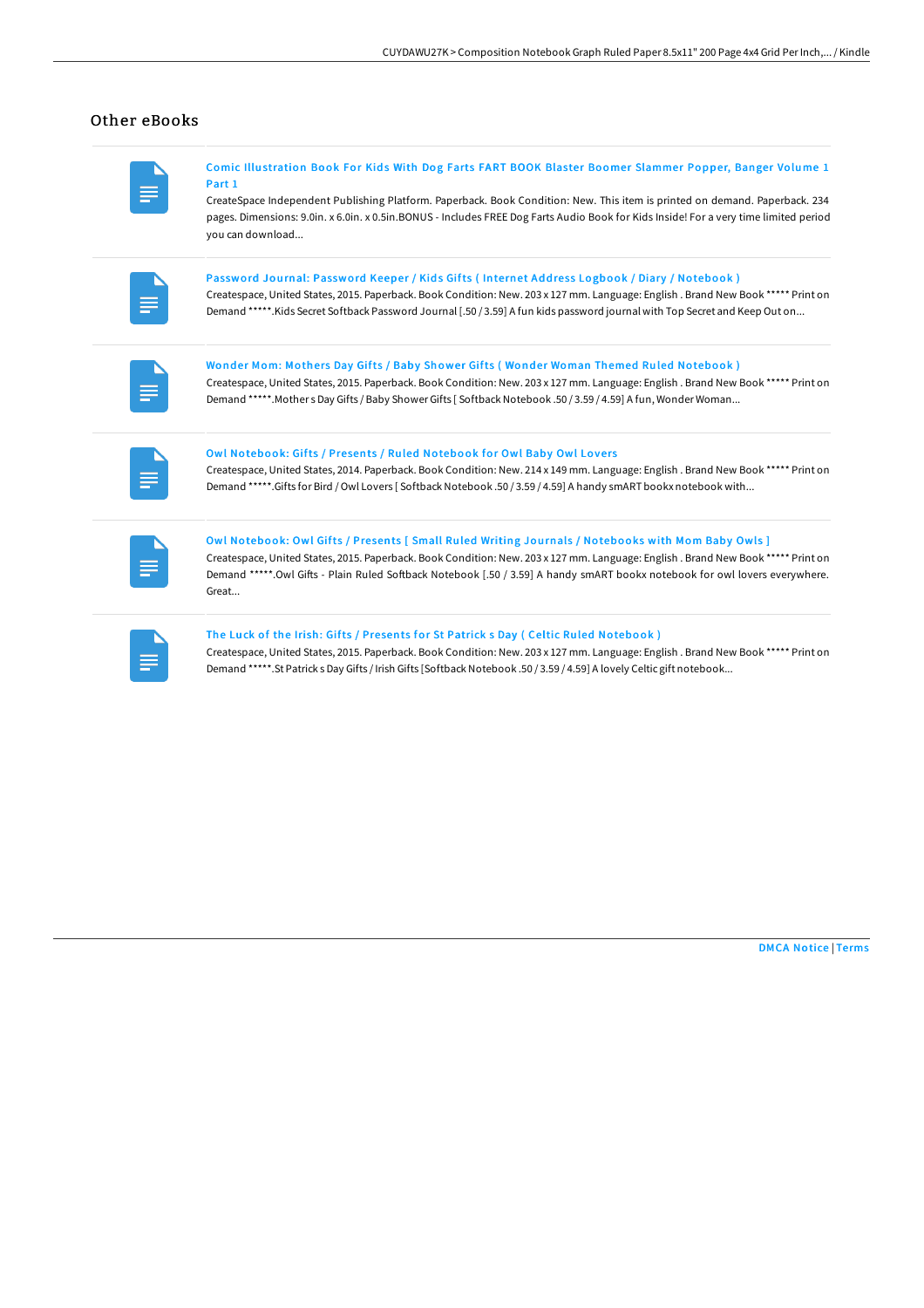## Other eBooks

**Comic Illustration Book For Kids With Dog Farts FART BOOK Blaster Boomer Slammer Popper, Banger Volume 1 Part 1**

CreateSpace Independent Publishing Platform. Paperback. Book Condition: New. This item is printed on demand. Paperback. 234 pages. Dimensions: 9.0in. x 6.0in. x 0.5in.BONUS - Includes FREE Dog Farts Audio Book for Kids Inside! For a very time limited period you can download...

**Password Journal: Password Keeper / Kids Gifts ( Internet Address Logbook / Diary / Notebook )**

Createspace, United States, 2015. Paperback. Book Condition: New. 203 x 127 mm. Language: English . Brand New Book ***** Print on Demand *****.Kids Secret Softback Password Journal [.50 / 3.59] A fun kids password journal with Top Secret and Keep Out on...

**Wonder Mom: Mothers Day Gifts / Baby Shower Gifts ( Wonder Woman Themed Ruled Notebook )**

Createspace, United States, 2015. Paperback. Book Condition: New. 203 x 127 mm. Language: English . Brand New Book ***** Print on Demand *****.Mother s Day Gifts / Baby Shower Gifts [ Softback Notebook .50 / 3.59 / 4.59] A fun, Wonder Woman...

**Owl Notebook: Gifts / Presents / Ruled Notebook for Owl Baby Owl Lovers**

Createspace, United States, 2014. Paperback. Book Condition: New. 214 x 149 mm. Language: English . Brand New Book ***** Print on Demand *****.Gifts for Bird / Owl Lovers [ Softback Notebook .50 / 3.59 / 4.59] A handy smART bookx notebook with...

**Owl Notebook: Owl Gifts / Presents [ Small Ruled Writing Journals / Notebooks with Mom Baby Owls ]**

Createspace, United States, 2015. Paperback. Book Condition: New. 203 x 127 mm. Language: English . Brand New Book ***** Print on Demand *****.Owl Gifts - Plain Ruled Softback Notebook [.50 / 3.59] A handy smART bookx notebook for owl lovers everywhere. Great...

**The Luck of the Irish: Gifts / Presents for St Patrick s Day ( Celtic Ruled Notebook )**

Createspace, United States, 2015. Paperback. Book Condition: New. 203 x 127 mm. Language: English . Brand New Book ***** Print on Demand *****.St Patrick s Day Gifts / Irish Gifts [Softback Notebook .50 / 3.59 / 4.59] A lovely Celtic gift notebook...